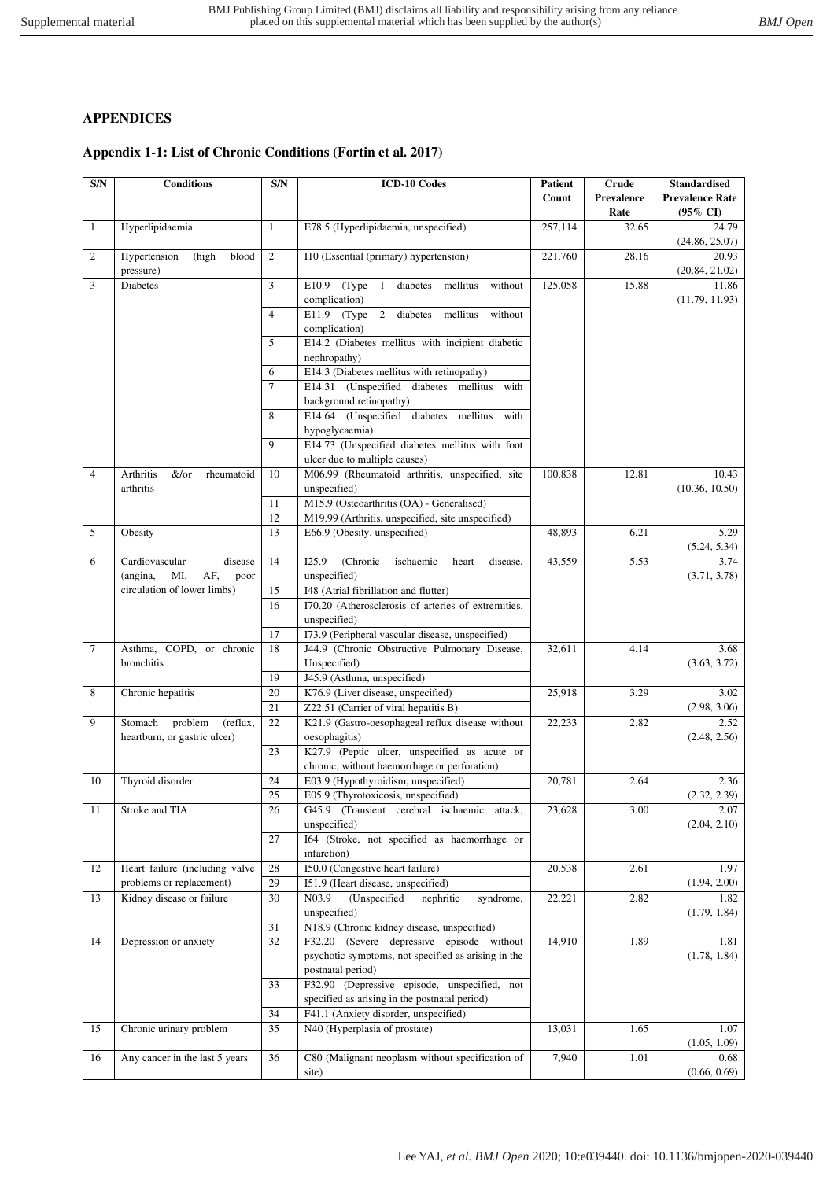## APPENDICES

### Appendix 1-1: List of Chronic Conditions (Fortin et al. 2017)

| S/N | Conditions | S/N | ICD-10 Codes | Patient Count | Crude Prevalence Rate | Standardised Prevalence Rate (95% CI) |
|---|---|---|---|---|---|---|
| 1 | Hyperlipidaemia | 1 | E78.5 (Hyperlipidaemia, unspecified) | 257,114 | 32.65 | 24.79 (24.86, 25.07) |
| 2 | Hypertension (high blood pressure) | 2 | I10 (Essential (primary) hypertension) | 221,760 | 28.16 | 20.93 (20.84, 21.02) |
| 3 | Diabetes | 3 | E10.9 (Type 1 diabetes mellitus without complication) | 125,058 | 15.88 | 11.86 (11.79, 11.93) |
| | | 4 | E11.9 (Type 2 diabetes mellitus without complication) | | | |
| | | 5 | E14.2 (Diabetes mellitus with incipient diabetic nephropathy) | | | |
| | | 6 | E14.3 (Diabetes mellitus with retinopathy) | | | |
| | | 7 | E14.31 (Unspecified diabetes mellitus with background retinopathy) | | | |
| | | 8 | E14.64 (Unspecified diabetes mellitus with hypoglycaemia) | | | |
| | | 9 | E14.73 (Unspecified diabetes mellitus with foot ulcer due to multiple causes) | | | |
| 4 | Arthritis &/or rheumatoid arthritis | 10 | M06.99 (Rheumatoid arthritis, unspecified, site unspecified) | 100,838 | 12.81 | 10.43 (10.36, 10.50) |
| | | 11 | M15.9 (Osteoarthritis (OA) - Generalised) | | | |
| | | 12 | M19.99 (Arthritis, unspecified, site unspecified) | | | |
| 5 | Obesity | 13 | E66.9 (Obesity, unspecified) | 48,893 | 6.21 | 5.29 (5.24, 5.34) |
| 6 | Cardiovascular disease (angina, MI, AF, poor circulation of lower limbs) | 14 | I25.9 (Chronic ischaemic heart disease, unspecified) | 43,559 | 5.53 | 3.74 (3.71, 3.78) |
| | | 15 | I48 (Atrial fibrillation and flutter) | | | |
| | | 16 | I70.20 (Atherosclerosis of arteries of extremities, unspecified) | | | |
| | | 17 | I73.9 (Peripheral vascular disease, unspecified) | | | |
| 7 | Asthma, COPD, or chronic bronchitis | 18 | J44.9 (Chronic Obstructive Pulmonary Disease, Unspecified) | 32,611 | 4.14 | 3.68 (3.63, 3.72) |
| | | 19 | J45.9 (Asthma, unspecified) | | | |
| 8 | Chronic hepatitis | 20 | K76.9 (Liver disease, unspecified) | 25,918 | 3.29 | 3.02 (2.98, 3.06) |
| | | 21 | Z22.51 (Carrier of viral hepatitis B) | | | |
| 9 | Stomach problem (reflux, heartburn, or gastric ulcer) | 22 | K21.9 (Gastro-oesophageal reflux disease without oesophagitis) | 22,233 | 2.82 | 2.52 (2.48, 2.56) |
| | | 23 | K27.9 (Peptic ulcer, unspecified as acute or chronic, without haemorrhage or perforation) | | | |
| 10 | Thyroid disorder | 24 | E03.9 (Hypothyroidism, unspecified) | 20,781 | 2.64 | 2.36 (2.32, 2.39) |
| | | 25 | E05.9 (Thyrotoxicosis, unspecified) | | | |
| 11 | Stroke and TIA | 26 | G45.9 (Transient cerebral ischaemic attack, unspecified) | 23,628 | 3.00 | 2.07 (2.04, 2.10) |
| | | 27 | I64 (Stroke, not specified as haemorrhage or infarction) | | | |
| 12 | Heart failure (including valve problems or replacement) | 28 | I50.0 (Congestive heart failure) | 20,538 | 2.61 | 1.97 (1.94, 2.00) |
| | | 29 | I51.9 (Heart disease, unspecified) | | | |
| 13 | Kidney disease or failure | 30 | N03.9 (Unspecified nephritic syndrome, unspecified) | 22,221 | 2.82 | 1.82 (1.79, 1.84) |
| | | 31 | N18.9 (Chronic kidney disease, unspecified) | | | |
| 14 | Depression or anxiety | 32 | F32.20 (Severe depressive episode without psychotic symptoms, not specified as arising in the postnatal period) | 14,910 | 1.89 | 1.81 (1.78, 1.84) |
| | | 33 | F32.90 (Depressive episode, unspecified, not specified as arising in the postnatal period) | | | |
| | | 34 | F41.1 (Anxiety disorder, unspecified) | | | |
| 15 | Chronic urinary problem | 35 | N40 (Hyperplasia of prostate) | 13,031 | 1.65 | 1.07 (1.05, 1.09) |
| 16 | Any cancer in the last 5 years | 36 | C80 (Malignant neoplasm without specification of site) | 7,940 | 1.01 | 0.68 (0.66, 0.69) |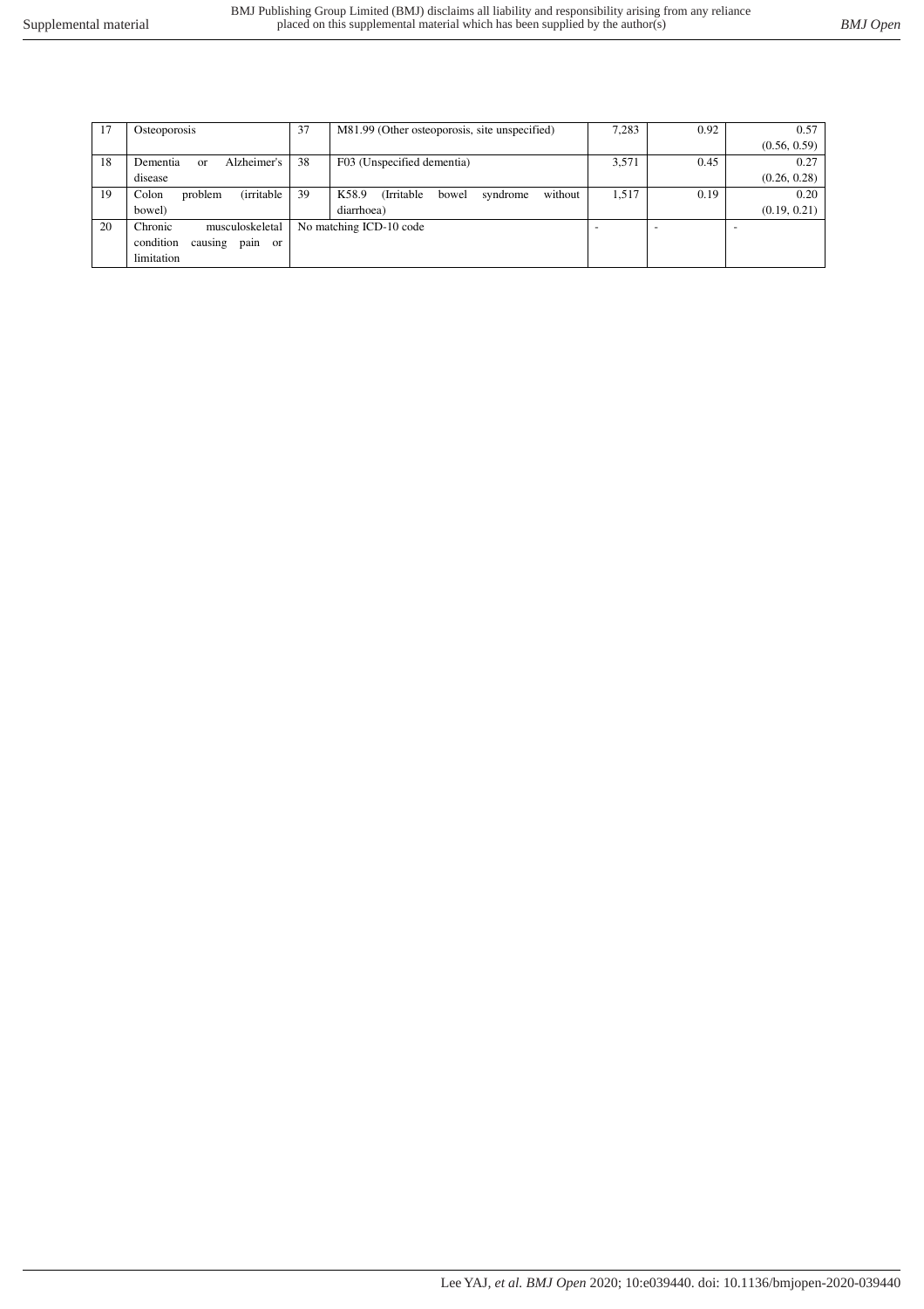| 17 | Osteoporosis | 37 | M81.99 (Other osteoporosis, site unspecified) | 7,283 | 0.92 | 0.57 (0.56, 0.59) |
|---|---|---|---|---|---|---|
| 18 | Dementia or Alzheimer's disease | 38 | F03 (Unspecified dementia) | 3,571 | 0.45 | 0.27 (0.26, 0.28) |
| 19 | Colon problem (irritable bowel) | 39 | K58.9 (Irritable bowel syndrome without diarrhoea) | 1,517 | 0.19 | 0.20 (0.19, 0.21) |
| 20 | Chronic musculoskeletal condition causing pain or limitation | No matching ICD-10 code | | - | - | - |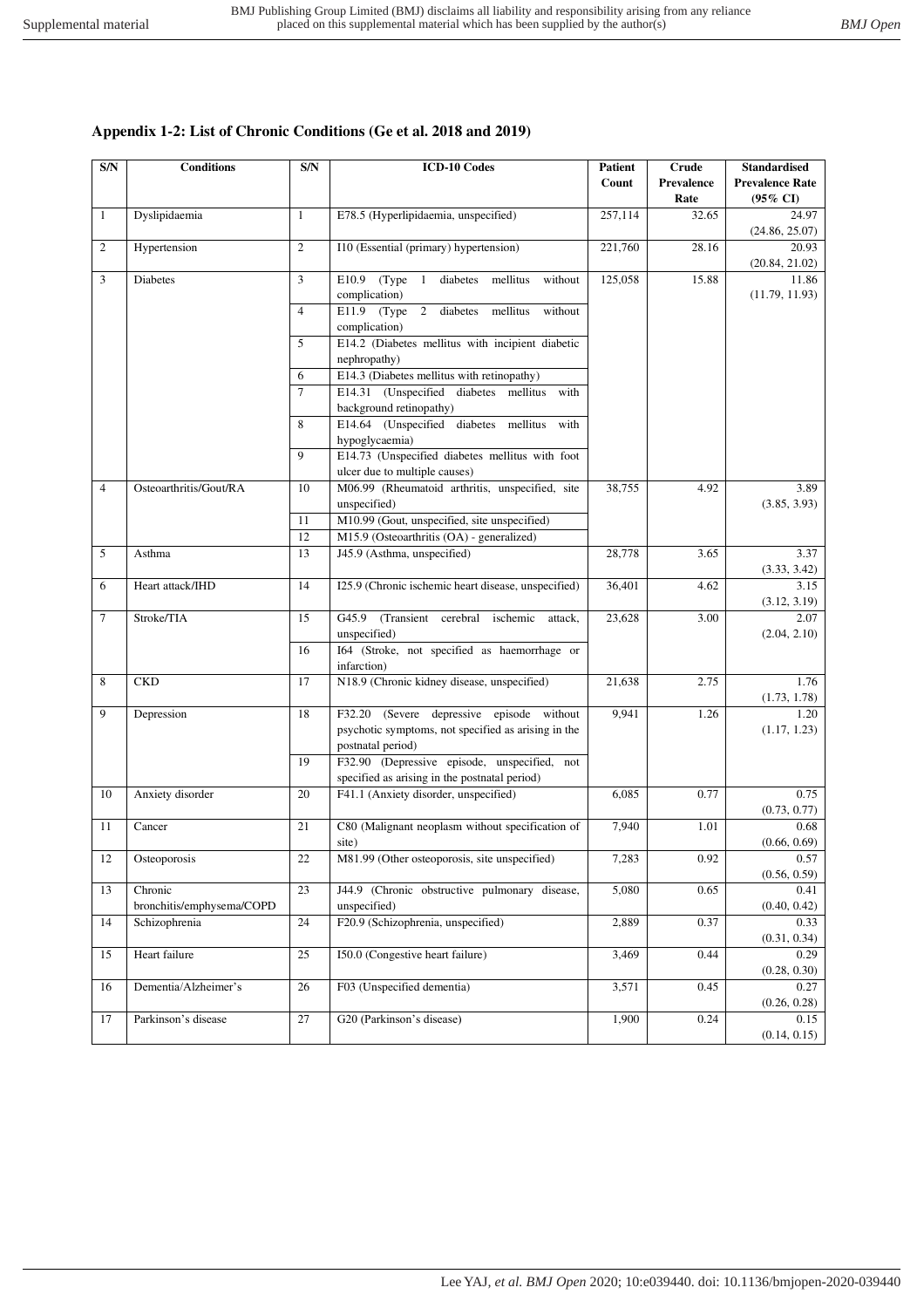### Appendix 1-2: List of Chronic Conditions (Ge et al. 2018 and 2019)

| S/N | Conditions | S/N | ICD-10 Codes | Patient Count | Crude Prevalence Rate | Standardised Prevalence Rate (95% CI) |
|---|---|---|---|---|---|---|
| 1 | Dyslipidaemia | 1 | E78.5 (Hyperlipidaemia, unspecified) | 257,114 | 32.65 | 24.97 (24.86, 25.07) |
| 2 | Hypertension | 2 | I10 (Essential (primary) hypertension) | 221,760 | 28.16 | 20.93 (20.84, 21.02) |
| 3 | Diabetes | 3 | E10.9 (Type 1 diabetes mellitus without complication) | 125,058 | 15.88 | 11.86 (11.79, 11.93) |
| | | 4 | E11.9 (Type 2 diabetes mellitus without complication) | | | |
| | | 5 | E14.2 (Diabetes mellitus with incipient diabetic nephropathy) | | | |
| | | 6 | E14.3 (Diabetes mellitus with retinopathy) | | | |
| | | 7 | E14.31 (Unspecified diabetes mellitus with background retinopathy) | | | |
| | | 8 | E14.64 (Unspecified diabetes mellitus with hypoglycaemia) | | | |
| | | 9 | E14.73 (Unspecified diabetes mellitus with foot ulcer due to multiple causes) | | | |
| 4 | Osteoarthritis/Gout/RA | 10 | M06.99 (Rheumatoid arthritis, unspecified, site unspecified) | 38,755 | 4.92 | 3.89 (3.85, 3.93) |
| | | 11 | M10.99 (Gout, unspecified, site unspecified) | | | |
| | | 12 | M15.9 (Osteoarthritis (OA) - generalized) | | | |
| 5 | Asthma | 13 | J45.9 (Asthma, unspecified) | 28,778 | 3.65 | 3.37 (3.33, 3.42) |
| 6 | Heart attack/IHD | 14 | I25.9 (Chronic ischemic heart disease, unspecified) | 36,401 | 4.62 | 3.15 (3.12, 3.19) |
| 7 | Stroke/TIA | 15 | G45.9 (Transient cerebral ischemic attack, unspecified) | 23,628 | 3.00 | 2.07 (2.04, 2.10) |
| | | 16 | I64 (Stroke, not specified as haemorrhage or infarction) | | | |
| 8 | CKD | 17 | N18.9 (Chronic kidney disease, unspecified) | 21,638 | 2.75 | 1.76 (1.73, 1.78) |
| 9 | Depression | 18 | F32.20 (Severe depressive episode without psychotic symptoms, not specified as arising in the postnatal period) | 9,941 | 1.26 | 1.20 (1.17, 1.23) |
| | | 19 | F32.90 (Depressive episode, unspecified, not specified as arising in the postnatal period) | | | |
| 10 | Anxiety disorder | 20 | F41.1 (Anxiety disorder, unspecified) | 6,085 | 0.77 | 0.75 (0.73, 0.77) |
| 11 | Cancer | 21 | C80 (Malignant neoplasm without specification of site) | 7,940 | 1.01 | 0.68 (0.66, 0.69) |
| 12 | Osteoporosis | 22 | M81.99 (Other osteoporosis, site unspecified) | 7,283 | 0.92 | 0.57 (0.56, 0.59) |
| 13 | Chronic bronchitis/emphysema/COPD | 23 | J44.9 (Chronic obstructive pulmonary disease, unspecified) | 5,080 | 0.65 | 0.41 (0.40, 0.42) |
| 14 | Schizophrenia | 24 | F20.9 (Schizophrenia, unspecified) | 2,889 | 0.37 | 0.33 (0.31, 0.34) |
| 15 | Heart failure | 25 | I50.0 (Congestive heart failure) | 3,469 | 0.44 | 0.29 (0.28, 0.30) |
| 16 | Dementia/Alzheimer's | 26 | F03 (Unspecified dementia) | 3,571 | 0.45 | 0.27 (0.26, 0.28) |
| 17 | Parkinson's disease | 27 | G20 (Parkinson's disease) | 1,900 | 0.24 | 0.15 (0.14, 0.15) |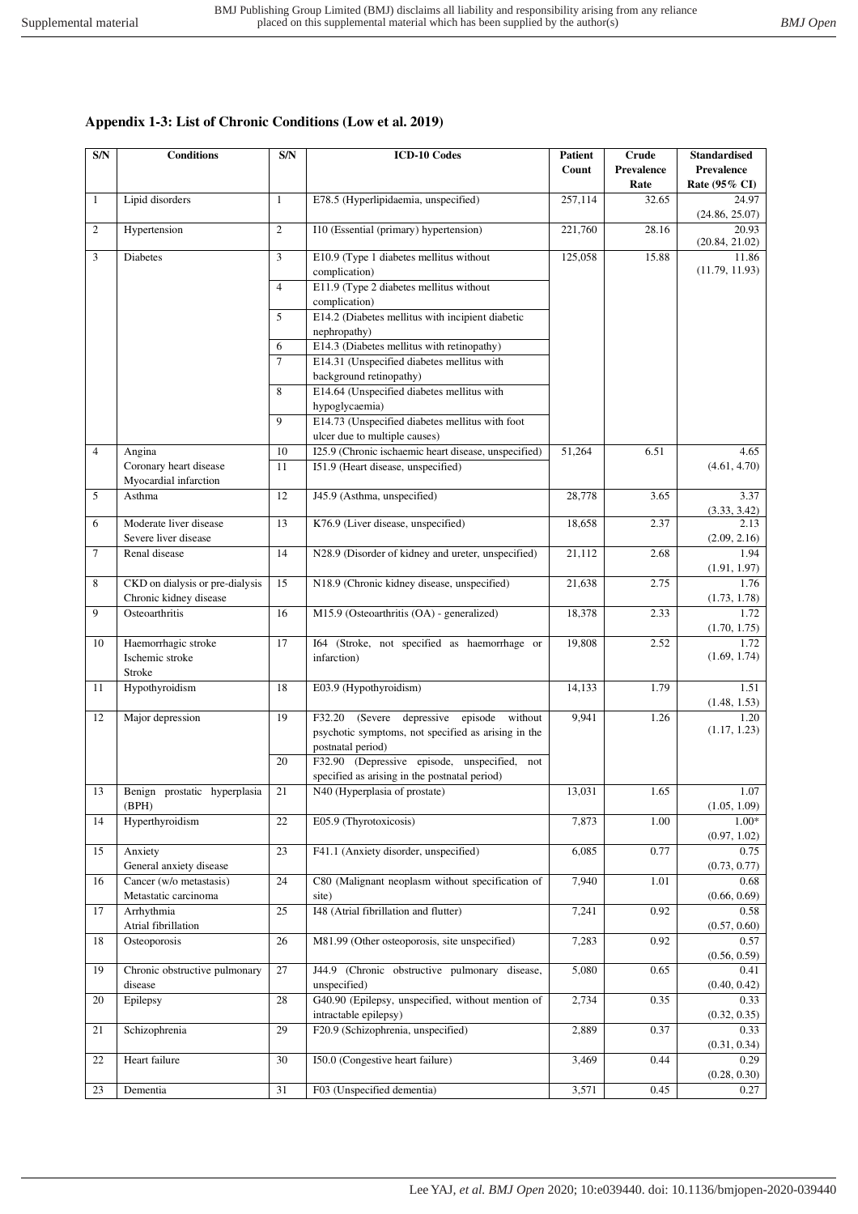## Appendix 1-3: List of Chronic Conditions (Low et al. 2019)

| S/N | Conditions | S/N | ICD-10 Codes | Patient Count | Crude Prevalence Rate | Standardised Prevalence Rate (95% CI) |
|---|---|---|---|---|---|---|
| 1 | Lipid disorders | 1 | E78.5 (Hyperlipidaemia, unspecified) | 257,114 | 32.65 | 24.97 (24.86, 25.07) |
| 2 | Hypertension | 2 | I10 (Essential (primary) hypertension) | 221,760 | 28.16 | 20.93 (20.84, 21.02) |
| 3 | Diabetes | 3 | E10.9 (Type 1 diabetes mellitus without complication) | 125,058 | 15.88 | 11.86 (11.79, 11.93) |
| | | 4 | E11.9 (Type 2 diabetes mellitus without complication) | | | |
| | | 5 | E14.2 (Diabetes mellitus with incipient diabetic nephropathy) | | | |
| | | 6 | E14.3 (Diabetes mellitus with retinopathy) | | | |
| | | 7 | E14.31 (Unspecified diabetes mellitus with background retinopathy) | | | |
| | | 8 | E14.64 (Unspecified diabetes mellitus with hypoglycaemia) | | | |
| | | 9 | E14.73 (Unspecified diabetes mellitus with foot ulcer due to multiple causes) | | | |
| 4 | Angina<br>Coronary heart disease<br>Myocardial infarction | 10 | I25.9 (Chronic ischaemic heart disease, unspecified) | 51,264 | 6.51 | 4.65 (4.61, 4.70) |
| | | 11 | I51.9 (Heart disease, unspecified) | | | |
| 5 | Asthma | 12 | J45.9 (Asthma, unspecified) | 28,778 | 3.65 | 3.37 (3.33, 3.42) |
| 6 | Moderate liver disease<br>Severe liver disease | 13 | K76.9 (Liver disease, unspecified) | 18,658 | 2.37 | 2.13 (2.09, 2.16) |
| 7 | Renal disease | 14 | N28.9 (Disorder of kidney and ureter, unspecified) | 21,112 | 2.68 | 1.94 (1.91, 1.97) |
| 8 | CKD on dialysis or pre-dialysis<br>Chronic kidney disease | 15 | N18.9 (Chronic kidney disease, unspecified) | 21,638 | 2.75 | 1.76 (1.73, 1.78) |
| 9 | Osteoarthritis | 16 | M15.9 (Osteoarthritis (OA) - generalized) | 18,378 | 2.33 | 1.72 (1.70, 1.75) |
| 10 | Haemorrhagic stroke<br>Ischemic stroke<br>Stroke | 17 | I64 (Stroke, not specified as haemorrhage or infarction) | 19,808 | 2.52 | 1.72 (1.69, 1.74) |
| 11 | Hypothyroidism | 18 | E03.9 (Hypothyroidism) | 14,133 | 1.79 | 1.51 (1.48, 1.53) |
| 12 | Major depression | 19 | F32.20 (Severe depressive episode without psychotic symptoms, not specified as arising in the postnatal period) | 9,941 | 1.26 | 1.20 (1.17, 1.23) |
| | | 20 | F32.90 (Depressive episode, unspecified, not specified as arising in the postnatal period) | | | |
| 13 | Benign prostatic hyperplasia (BPH) | 21 | N40 (Hyperplasia of prostate) | 13,031 | 1.65 | 1.07 (1.05, 1.09) |
| 14 | Hyperthyroidism | 22 | E05.9 (Thyrotoxicosis) | 7,873 | 1.00 | 1.00* (0.97, 1.02) |
| 15 | Anxiety<br>General anxiety disease | 23 | F41.1 (Anxiety disorder, unspecified) | 6,085 | 0.77 | 0.75 (0.73, 0.77) |
| 16 | Cancer (w/o metastasis)<br>Metastatic carcinoma | 24 | C80 (Malignant neoplasm without specification of site) | 7,940 | 1.01 | 0.68 (0.66, 0.69) |
| 17 | Arrhythmia<br>Atrial fibrillation | 25 | I48 (Atrial fibrillation and flutter) | 7,241 | 0.92 | 0.58 (0.57, 0.60) |
| 18 | Osteoporosis | 26 | M81.99 (Other osteoporosis, site unspecified) | 7,283 | 0.92 | 0.57 (0.56, 0.59) |
| 19 | Chronic obstructive pulmonary disease | 27 | J44.9 (Chronic obstructive pulmonary disease, unspecified) | 5,080 | 0.65 | 0.41 (0.40, 0.42) |
| 20 | Epilepsy | 28 | G40.90 (Epilepsy, unspecified, without mention of intractable epilepsy) | 2,734 | 0.35 | 0.33 (0.32, 0.35) |
| 21 | Schizophrenia | 29 | F20.9 (Schizophrenia, unspecified) | 2,889 | 0.37 | 0.33 (0.31, 0.34) |
| 22 | Heart failure | 30 | I50.0 (Congestive heart failure) | 3,469 | 0.44 | 0.29 (0.28, 0.30) |
| 23 | Dementia | 31 | F03 (Unspecified dementia) | 3,571 | 0.45 | 0.27 |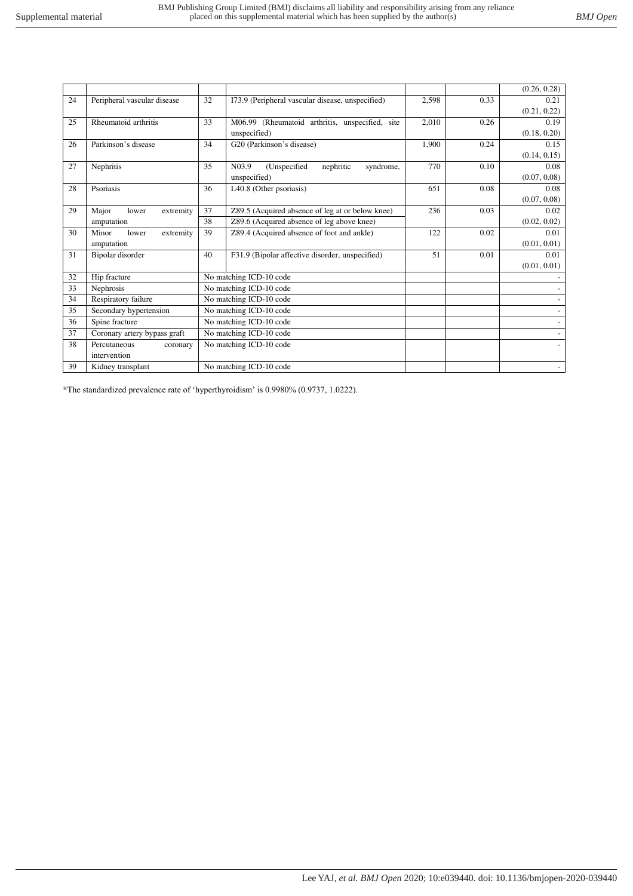| | | | | | | |
|---|---|---|---|---|---|---|
| | | | | | | (0.26, 0.28) |
| 24 | Peripheral vascular disease | 32 | I73.9 (Peripheral vascular disease, unspecified) | 2,598 | 0.33 | 0.21 (0.21, 0.22) |
| 25 | Rheumatoid arthritis | 33 | M06.99 (Rheumatoid arthritis, unspecified, site unspecified) | 2,010 | 0.26 | 0.19 (0.18, 0.20) |
| 26 | Parkinson's disease | 34 | G20 (Parkinson's disease) | 1,900 | 0.24 | 0.15 (0.14, 0.15) |
| 27 | Nephritis | 35 | N03.9 (Unspecified nephritic syndrome, unspecified) | 770 | 0.10 | 0.08 (0.07, 0.08) |
| 28 | Psoriasis | 36 | L40.8 (Other psoriasis) | 651 | 0.08 | 0.08 (0.07, 0.08) |
| 29 | Major lower extremity amputation | 37 | Z89.5 (Acquired absence of leg at or below knee) | 236 | 0.03 | 0.02 (0.02, 0.02) |
| | | 38 | Z89.6 (Acquired absence of leg above knee) | | | |
| 30 | Minor lower extremity amputation | 39 | Z89.4 (Acquired absence of foot and ankle) | 122 | 0.02 | 0.01 (0.01, 0.01) |
| 31 | Bipolar disorder | 40 | F31.9 (Bipolar affective disorder, unspecified) | 51 | 0.01 | 0.01 (0.01, 0.01) |
| 32 | Hip fracture | No matching ICD-10 code | | | | - |
| 33 | Nephrosis | No matching ICD-10 code | | | | - |
| 34 | Respiratory failure | No matching ICD-10 code | | | | - |
| 35 | Secondary hypertension | No matching ICD-10 code | | | | - |
| 36 | Spine fracture | No matching ICD-10 code | | | | - |
| 37 | Coronary artery bypass graft | No matching ICD-10 code | | | | - |
| 38 | Percutaneous coronary intervention | No matching ICD-10 code | | | | - |
| 39 | Kidney transplant | No matching ICD-10 code | | | | - |

*The standardized prevalence rate of 'hyperthyroidism' is 0.9980% (0.9737, 1.0222).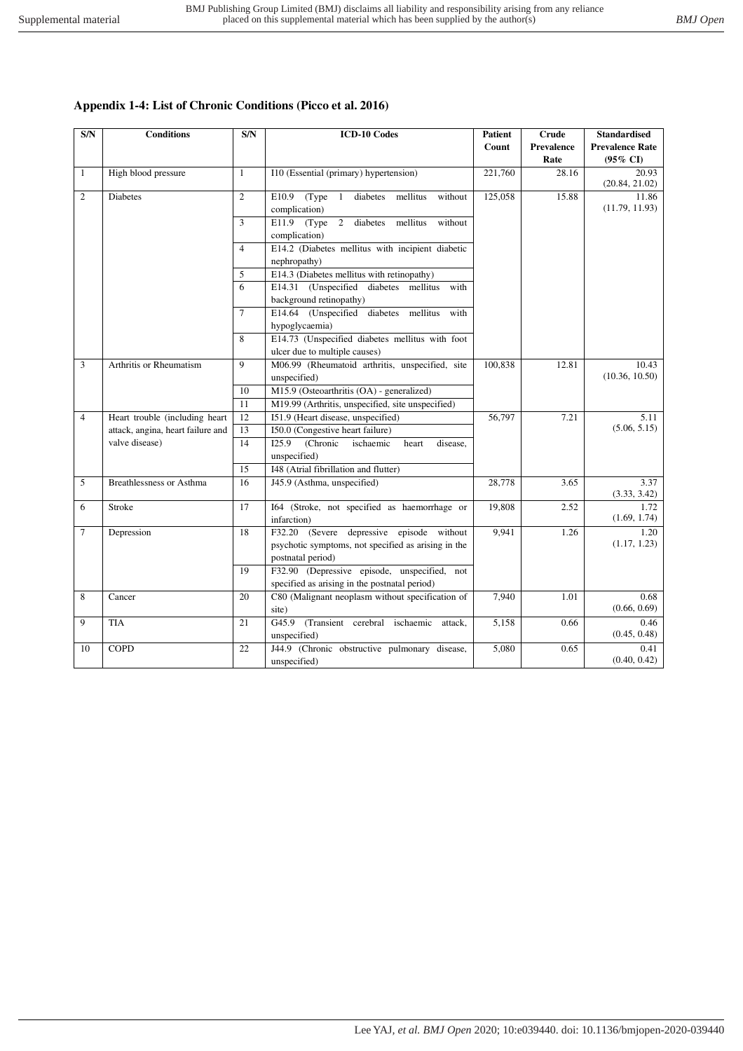### Appendix 1-4: List of Chronic Conditions (Picco et al. 2016)

| S/N | Conditions | S/N | ICD-10 Codes | Patient Count | Crude Prevalence Rate | Standardised Prevalence Rate (95% CI) |
|---|---|---|---|---|---|---|
| 1 | High blood pressure | 1 | I10 (Essential (primary) hypertension) | 221,760 | 28.16 | 20.93 (20.84, 21.02) |
| 2 | Diabetes | 2 | E10.9 (Type 1 diabetes mellitus without complication) | 125,058 | 15.88 | 11.86 (11.79, 11.93) |
| | | 3 | E11.9 (Type 2 diabetes mellitus without complication) | | | |
| | | 4 | E14.2 (Diabetes mellitus with incipient diabetic nephropathy) | | | |
| | | 5 | E14.3 (Diabetes mellitus with retinopathy) | | | |
| | | 6 | E14.31 (Unspecified diabetes mellitus with background retinopathy) | | | |
| | | 7 | E14.64 (Unspecified diabetes mellitus with hypoglycaemia) | | | |
| | | 8 | E14.73 (Unspecified diabetes mellitus with foot ulcer due to multiple causes) | | | |
| 3 | Arthritis or Rheumatism | 9 | M06.99 (Rheumatoid arthritis, unspecified, site unspecified) | 100,838 | 12.81 | 10.43 (10.36, 10.50) |
| | | 10 | M15.9 (Osteoarthritis (OA) - generalized) | | | |
| | | 11 | M19.99 (Arthritis, unspecified, site unspecified) | | | |
| 4 | Heart trouble (including heart attack, angina, heart failure and valve disease) | 12 | I51.9 (Heart disease, unspecified) | 56,797 | 7.21 | 5.11 (5.06, 5.15) |
| | | 13 | I50.0 (Congestive heart failure) | | | |
| | | 14 | I25.9 (Chronic ischaemic heart disease, unspecified) | | | |
| | | 15 | I48 (Atrial fibrillation and flutter) | | | |
| 5 | Breathlessness or Asthma | 16 | J45.9 (Asthma, unspecified) | 28,778 | 3.65 | 3.37 (3.33, 3.42) |
| 6 | Stroke | 17 | I64 (Stroke, not specified as haemorrhage or infarction) | 19,808 | 2.52 | 1.72 (1.69, 1.74) |
| 7 | Depression | 18 | F32.20 (Severe depressive episode without psychotic symptoms, not specified as arising in the postnatal period) | 9,941 | 1.26 | 1.20 (1.17, 1.23) |
| | | 19 | F32.90 (Depressive episode, unspecified, not specified as arising in the postnatal period) | | | |
| 8 | Cancer | 20 | C80 (Malignant neoplasm without specification of site) | 7,940 | 1.01 | 0.68 (0.66, 0.69) |
| 9 | TIA | 21 | G45.9 (Transient cerebral ischaemic attack, unspecified) | 5,158 | 0.66 | 0.46 (0.45, 0.48) |
| 10 | COPD | 22 | J44.9 (Chronic obstructive pulmonary disease, unspecified) | 5,080 | 0.65 | 0.41 (0.40, 0.42) |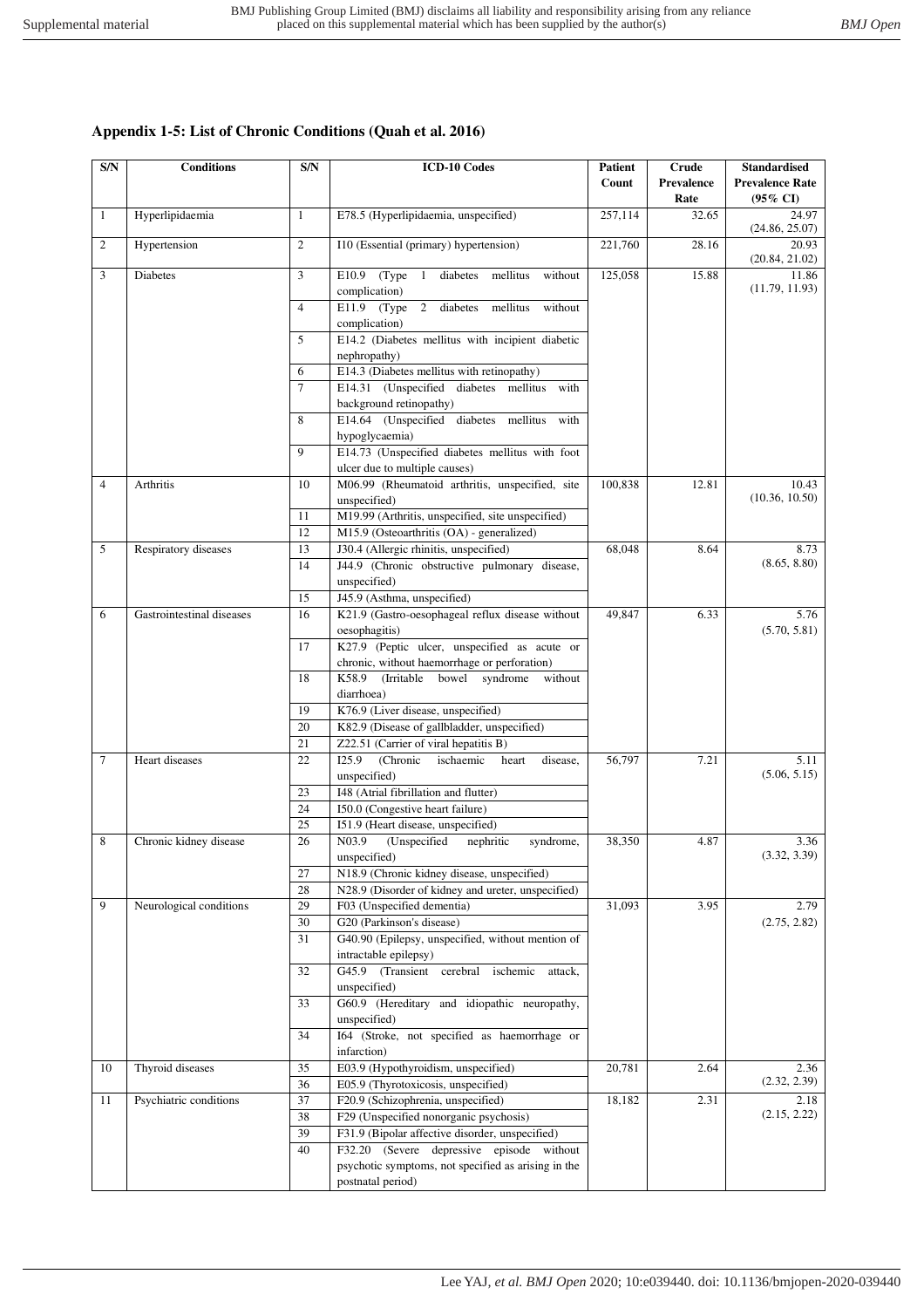## Appendix 1-5: List of Chronic Conditions (Quah et al. 2016)

| S/N | Conditions | S/N | ICD-10 Codes | Patient Count | Crude Prevalence Rate | Standardised Prevalence Rate (95% CI) |
|---|---|---|---|---|---|---|
| 1 | Hyperlipidaemia | 1 | E78.5 (Hyperlipidaemia, unspecified) | 257,114 | 32.65 | 24.97 (24.86, 25.07) |
| 2 | Hypertension | 2 | I10 (Essential (primary) hypertension) | 221,760 | 28.16 | 20.93 (20.84, 21.02) |
| 3 | Diabetes | 3 | E10.9 (Type 1 diabetes mellitus without complication) | 125,058 | 15.88 | 11.86 (11.79, 11.93) |
| | | 4 | E11.9 (Type 2 diabetes mellitus without complication) | | | |
| | | 5 | E14.2 (Diabetes mellitus with incipient diabetic nephropathy) | | | |
| | | 6 | E14.3 (Diabetes mellitus with retinopathy) | | | |
| | | 7 | E14.31 (Unspecified diabetes mellitus with background retinopathy) | | | |
| | | 8 | E14.64 (Unspecified diabetes mellitus with hypoglycaemia) | | | |
| | | 9 | E14.73 (Unspecified diabetes mellitus with foot ulcer due to multiple causes) | | | |
| 4 | Arthritis | 10 | M06.99 (Rheumatoid arthritis, unspecified, site unspecified) | 100,838 | 12.81 | 10.43 (10.36, 10.50) |
| | | 11 | M19.99 (Arthritis, unspecified, site unspecified) | | | |
| | | 12 | M15.9 (Osteoarthritis (OA) - generalized) | | | |
| 5 | Respiratory diseases | 13 | J30.4 (Allergic rhinitis, unspecified) | 68,048 | 8.64 | 8.73 (8.65, 8.80) |
| | | 14 | J44.9 (Chronic obstructive pulmonary disease, unspecified) | | | |
| | | 15 | J45.9 (Asthma, unspecified) | | | |
| 6 | Gastrointestinal diseases | 16 | K21.9 (Gastro-oesophageal reflux disease without oesophagitis) | 49,847 | 6.33 | 5.76 (5.70, 5.81) |
| | | 17 | K27.9 (Peptic ulcer, unspecified as acute or chronic, without haemorrhage or perforation) | | | |
| | | 18 | K58.9 (Irritable bowel syndrome without diarrhoea) | | | |
| | | 19 | K76.9 (Liver disease, unspecified) | | | |
| | | 20 | K82.9 (Disease of gallbladder, unspecified) | | | |
| | | 21 | Z22.51 (Carrier of viral hepatitis B) | | | |
| 7 | Heart diseases | 22 | I25.9 (Chronic ischaemic heart disease, unspecified) | 56,797 | 7.21 | 5.11 (5.06, 5.15) |
| | | 23 | I48 (Atrial fibrillation and flutter) | | | |
| | | 24 | I50.0 (Congestive heart failure) | | | |
| | | 25 | I51.9 (Heart disease, unspecified) | | | |
| 8 | Chronic kidney disease | 26 | N03.9 (Unspecified nephritic syndrome, unspecified) | 38,350 | 4.87 | 3.36 (3.32, 3.39) |
| | | 27 | N18.9 (Chronic kidney disease, unspecified) | | | |
| | | 28 | N28.9 (Disorder of kidney and ureter, unspecified) | | | |
| 9 | Neurological conditions | 29 | F03 (Unspecified dementia) | 31,093 | 3.95 | 2.79 (2.75, 2.82) |
| | | 30 | G20 (Parkinson's disease) | | | |
| | | 31 | G40.90 (Epilepsy, unspecified, without mention of intractable epilepsy) | | | |
| | | 32 | G45.9 (Transient cerebral ischemic attack, unspecified) | | | |
| | | 33 | G60.9 (Hereditary and idiopathic neuropathy, unspecified) | | | |
| | | 34 | I64 (Stroke, not specified as haemorrhage or infarction) | | | |
| 10 | Thyroid diseases | 35 | E03.9 (Hypothyroidism, unspecified) | 20,781 | 2.64 | 2.36 (2.32, 2.39) |
| | | 36 | E05.9 (Thyrotoxicosis, unspecified) | | | |
| 11 | Psychiatric conditions | 37 | F20.9 (Schizophrenia, unspecified) | 18,182 | 2.31 | 2.18 (2.15, 2.22) |
| | | 38 | F29 (Unspecified nonorganic psychosis) | | | |
| | | 39 | F31.9 (Bipolar affective disorder, unspecified) | | | |
| | | 40 | F32.20 (Severe depressive episode without psychotic symptoms, not specified as arising in the postnatal period) | | | |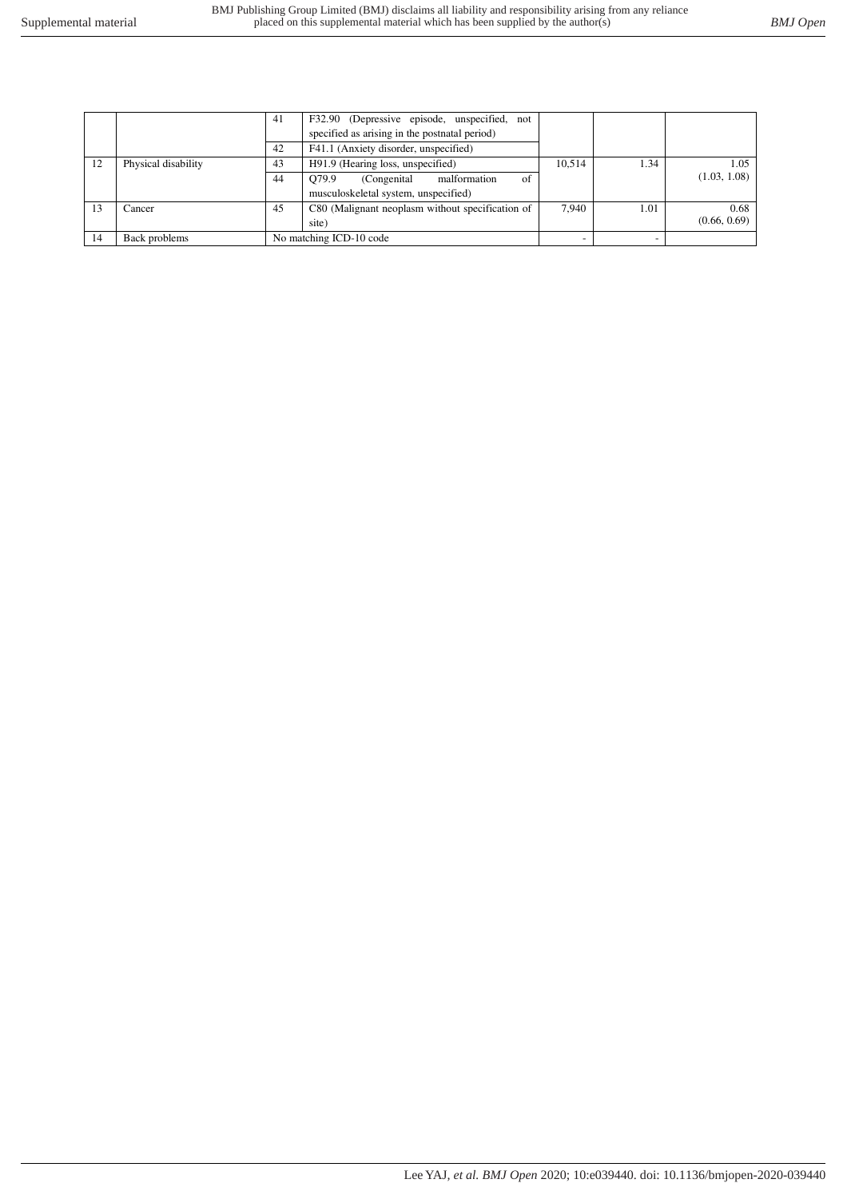| | | | | | | |
|---|---|---|---|---|---|---|
| | | 41 | F32.90 (Depressive episode, unspecified, not specified as arising in the postnatal period) | | | |
| | | 42 | F41.1 (Anxiety disorder, unspecified) | | | |
| 12 | Physical disability | 43 | H91.9 (Hearing loss, unspecified) | 10,514 | 1.34 | 1.05 (1.03, 1.08) |
| | | 44 | Q79.9 (Congenital malformation of musculoskeletal system, unspecified) | | | |
| 13 | Cancer | 45 | C80 (Malignant neoplasm without specification of site) | 7,940 | 1.01 | 0.68 (0.66, 0.69) |
| 14 | Back problems | No matching ICD-10 code | | - | - | |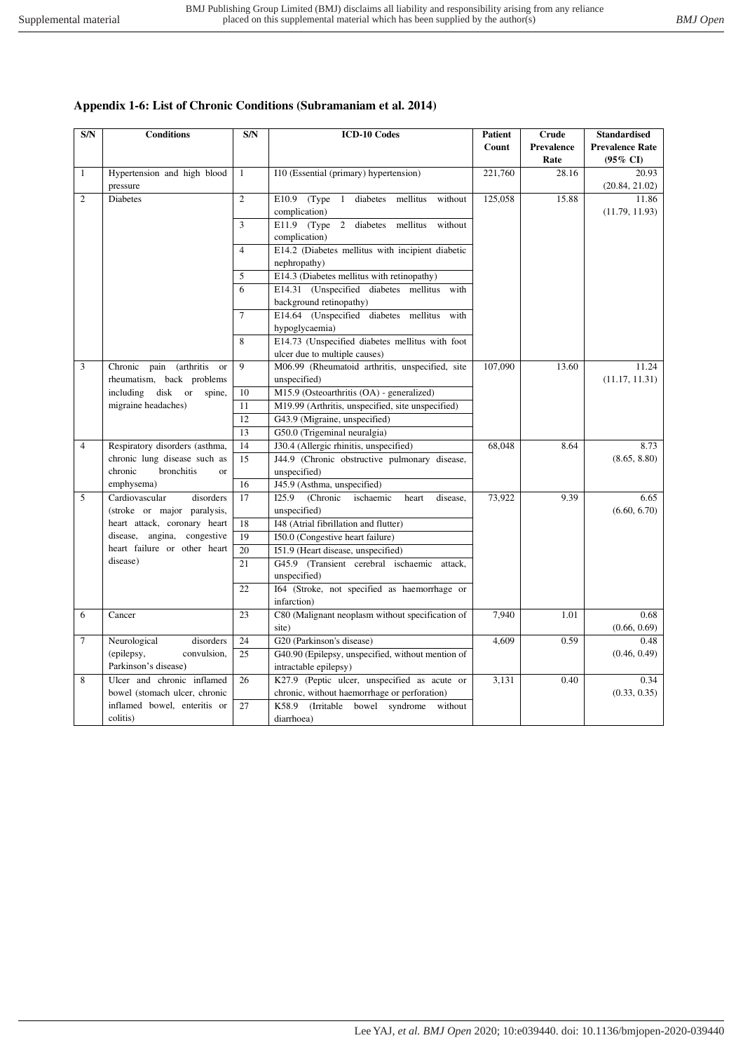### Appendix 1-6: List of Chronic Conditions (Subramaniam et al. 2014)

| S/N | Conditions | S/N | ICD-10 Codes | Patient Count | Crude Prevalence Rate | Standardised Prevalence Rate (95% CI) |
|---|---|---|---|---|---|---|
| 1 | Hypertension and high blood pressure | 1 | I10 (Essential (primary) hypertension) | 221,760 | 28.16 | 20.93 (20.84, 21.02) |
| 2 | Diabetes | 2 | E10.9 (Type 1 diabetes mellitus without complication) | 125,058 | 15.88 | 11.86 (11.79, 11.93) |
| | | 3 | E11.9 (Type 2 diabetes mellitus without complication) | | | |
| | | 4 | E14.2 (Diabetes mellitus with incipient diabetic nephropathy) | | | |
| | | 5 | E14.3 (Diabetes mellitus with retinopathy) | | | |
| | | 6 | E14.31 (Unspecified diabetes mellitus with background retinopathy) | | | |
| | | 7 | E14.64 (Unspecified diabetes mellitus with hypoglycaemia) | | | |
| | | 8 | E14.73 (Unspecified diabetes mellitus with foot ulcer due to multiple causes) | | | |
| 3 | Chronic pain (arthritis or rheumatism, back problems including disk or spine, migraine headaches) | 9 | M06.99 (Rheumatoid arthritis, unspecified, site unspecified) | 107,090 | 13.60 | 11.24 (11.17, 11.31) |
| | | 10 | M15.9 (Osteoarthritis (OA) - generalized) | | | |
| | | 11 | M19.99 (Arthritis, unspecified, site unspecified) | | | |
| | | 12 | G43.9 (Migraine, unspecified) | | | |
| | | 13 | G50.0 (Trigeminal neuralgia) | | | |
| 4 | Respiratory disorders (asthma, chronic lung disease such as chronic bronchitis or emphysema) | 14 | J30.4 (Allergic rhinitis, unspecified) | 68,048 | 8.64 | 8.73 (8.65, 8.80) |
| | | 15 | J44.9 (Chronic obstructive pulmonary disease, unspecified) | | | |
| | | 16 | J45.9 (Asthma, unspecified) | | | |
| 5 | Cardiovascular disorders (stroke or major paralysis, heart attack, coronary heart disease, angina, congestive heart failure or other heart disease) | 17 | I25.9 (Chronic ischaemic heart disease, unspecified) | 73,922 | 9.39 | 6.65 (6.60, 6.70) |
| | | 18 | I48 (Atrial fibrillation and flutter) | | | |
| | | 19 | I50.0 (Congestive heart failure) | | | |
| | | 20 | I51.9 (Heart disease, unspecified) | | | |
| | | 21 | G45.9 (Transient cerebral ischaemic attack, unspecified) | | | |
| | | 22 | I64 (Stroke, not specified as haemorrhage or infarction) | | | |
| 6 | Cancer | 23 | C80 (Malignant neoplasm without specification of site) | 7,940 | 1.01 | 0.68 (0.66, 0.69) |
| 7 | Neurological disorders (epilepsy, convulsion, Parkinson's disease) | 24 | G20 (Parkinson's disease) | 4,609 | 0.59 | 0.48 (0.46, 0.49) |
| | | 25 | G40.90 (Epilepsy, unspecified, without mention of intractable epilepsy) | | | |
| 8 | Ulcer and chronic inflamed bowel (stomach ulcer, chronic inflamed bowel, enteritis or colitis) | 26 | K27.9 (Peptic ulcer, unspecified as acute or chronic, without haemorrhage or perforation) | 3,131 | 0.40 | 0.34 (0.33, 0.35) |
| | | 27 | K58.9 (Irritable bowel syndrome without diarrhoea) | | | |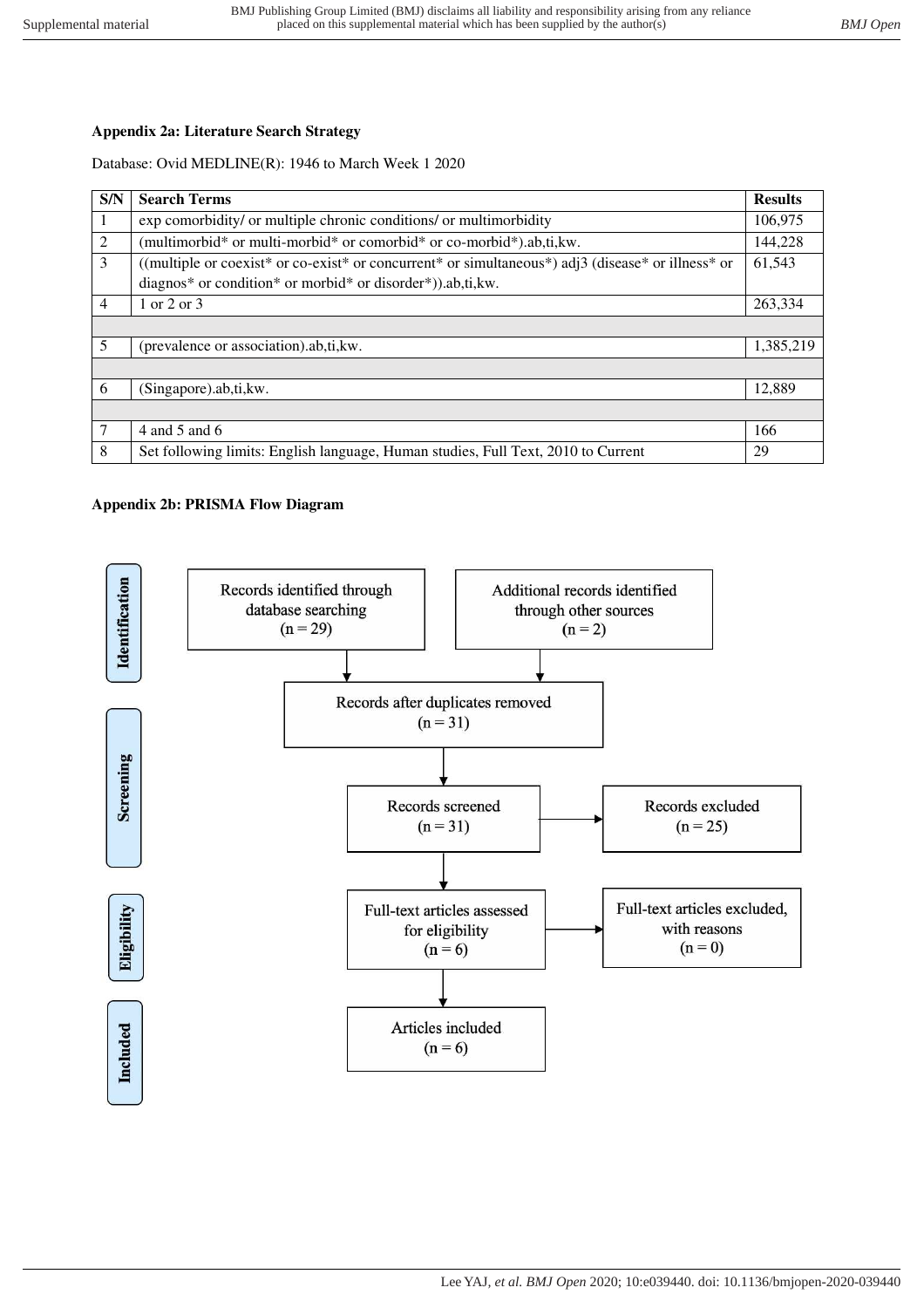**Appendix 2a: Literature Search Strategy**

Database: Ovid MEDLINE(R): 1946 to March Week 1 2020

| S/N | Search Terms | Results |
|---|---|---|
| 1 | exp comorbidity/ or multiple chronic conditions/ or multimorbidity | 106,975 |
| 2 | (multimorbid* or multi-morbid* or comorbid* or co-morbid*).ab,ti,kw. | 144,228 |
| 3 | ((multiple or coexist* or co-exist* or concurrent* or simultaneous*) adj3 (disease* or illness* or diagnos* or condition* or morbid* or disorder*)).ab,ti,kw. | 61,543 |
| 4 | 1 or 2 or 3 | 263,334 |
| | | |
| 5 | (prevalence or association).ab,ti,kw. | 1,385,219 |
| | | |
| 6 | (Singapore).ab,ti,kw. | 12,889 |
| | | |
| 7 | 4 and 5 and 6 | 166 |
| 8 | Set following limits: English language, Human studies, Full Text, 2010 to Current | 29 |

**Appendix 2b: PRISMA Flow Diagram**

**Identification**

- Records identified through database searching (n = 29)
- Additional records identified through other sources (n = 2)

Records after duplicates removed (n = 31)

**Screening**

- Records screened (n = 31)
- Records excluded (n = 25)

**Eligibility**

- Full-text articles assessed for eligibility (n = 6)
- Full-text articles excluded, with reasons (n = 0)

**Included**

- Articles included (n = 6)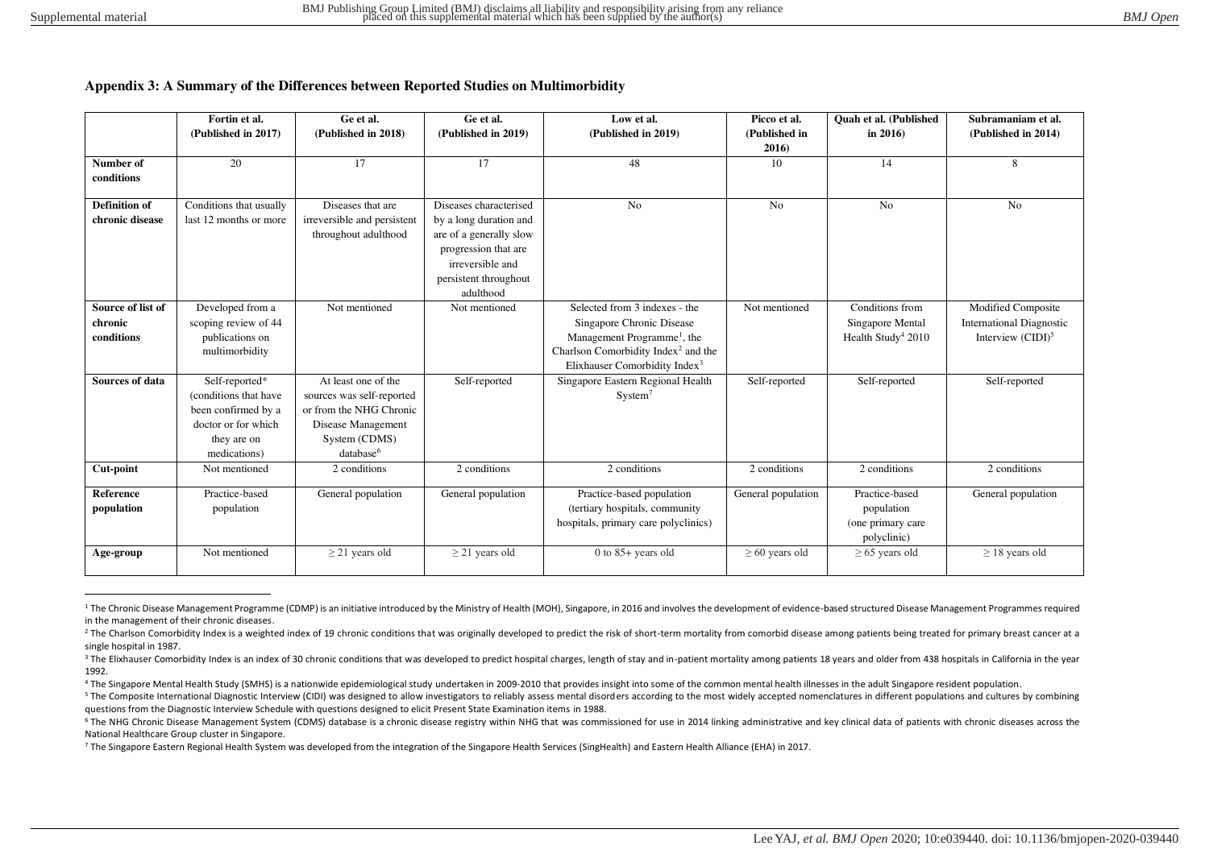**Appendix 3: A Summary of the Differences between Reported Studies on Multimorbidity**

| | Fortin et al. (Published in 2017) | Ge et al. (Published in 2018) | Ge et al. (Published in 2019) | Low et al. (Published in 2019) | Picco et al. (Published in 2016) | Quah et al. (Published in 2016) | Subramaniam et al. (Published in 2014) |
|---|---|---|---|---|---|---|---|
| **Number of conditions** | 20 | 17 | 17 | 48 | 10 | 14 | 8 |
| **Definition of chronic disease** | Conditions that usually last 12 months or more | Diseases that are irreversible and persistent throughout adulthood | Diseases characterised by a long duration and are of a generally slow progression that are irreversible and persistent throughout adulthood | No | No | No | No |
| **Source of list of chronic conditions** | Developed from a scoping review of 44 publications on multimorbidity | Not mentioned | Not mentioned | Selected from 3 indexes - the Singapore Chronic Disease Management Programme[1], the Charlson Comorbidity Index[2] and the Elixhauser Comorbidity Index[3] | Not mentioned | Conditions from Singapore Mental Health Study[4] 2010 | Modified Composite International Diagnostic Interview (CIDI)[5] |
| **Sources of data** | Self-reported* (conditions that have been confirmed by a doctor or for which they are on medications) | At least one of the sources was self-reported or from the NHG Chronic Disease Management System (CDMS) database[6] | Self-reported | Singapore Eastern Regional Health System[7] | Self-reported | Self-reported | Self-reported |
| **Cut-point** | Not mentioned | 2 conditions | 2 conditions | 2 conditions | 2 conditions | 2 conditions | 2 conditions |
| **Reference population** | Practice-based population | General population | General population | Practice-based population (tertiary hospitals, community hospitals, primary care polyclinics) | General population | Practice-based population (one primary care polyclinic) | General population |
| **Age-group** | Not mentioned | ≥ 21 years old | ≥ 21 years old | 0 to 85+ years old | ≥ 60 years old | ≥ 65 years old | ≥ 18 years old |

[1] The Chronic Disease Management Programme (CDMP) is an initiative introduced by the Ministry of Health (MOH), Singapore, in 2016 and involves the development of evidence-based structured Disease Management Programmes required in the management of their chronic diseases.

[2] The Charlson Comorbidity Index is a weighted index of 19 chronic conditions that was originally developed to predict the risk of short-term mortality from comorbid disease among patients being treated for primary breast cancer at a single hospital in 1987.

[3] The Elixhauser Comorbidity Index is an index of 30 chronic conditions that was developed to predict hospital charges, length of stay and in-patient mortality among patients 18 years and older from 438 hospitals in California in the year 1992.

[4] The Singapore Mental Health Study (SMHS) is a nationwide epidemiological study undertaken in 2009-2010 that provides insight into some of the common mental health illnesses in the adult Singapore resident population.

[5] The Composite International Diagnostic Interview (CIDI) was designed to allow investigators to reliably assess mental disorders according to the most widely accepted nomenclatures in different populations and cultures by combining questions from the Diagnostic Interview Schedule with questions designed to elicit Present State Examination items in 1988.

[6] The NHG Chronic Disease Management System (CDMS) database is a chronic disease registry within NHG that was commissioned for use in 2014 linking administrative and key clinical data of patients with chronic diseases across the National Healthcare Group cluster in Singapore.

[7] The Singapore Eastern Regional Health System was developed from the integration of the Singapore Health Services (SingHealth) and Eastern Health Alliance (EHA) in 2017.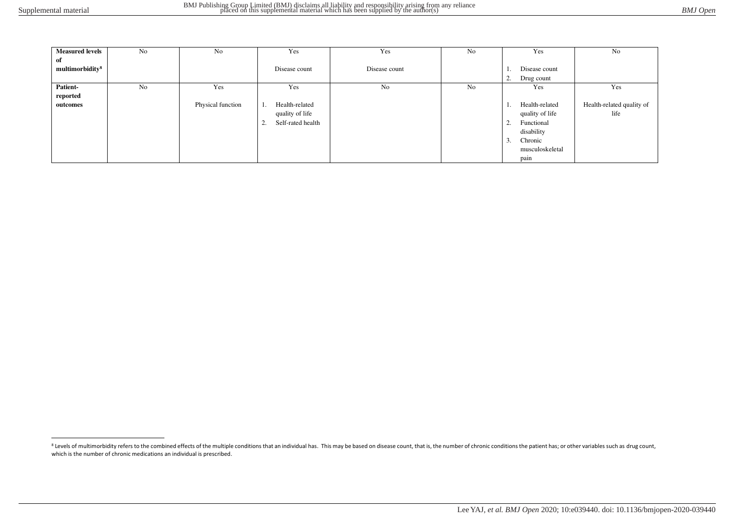| **Measured levels of multimorbidity**[8] | No | No | Yes<br><br>Disease count | Yes<br><br>Disease count | No | Yes<br><br>1. Disease count<br>2. Drug count | No |
|---|---|---|---|---|---|---|---|
| **Patient-reported outcomes** | No | Yes<br><br>Physical function | Yes<br><br>1. Health-related quality of life<br>2. Self-rated health | No | No | Yes<br><br>1. Health-related quality of life<br>2. Functional disability<br>3. Chronic musculoskeletal pain | Yes<br><br>Health-related quality of life |

[8] Levels of multimorbidity refers to the combined effects of the multiple conditions that an individual has. This may be based on disease count, that is, the number of chronic conditions the patient has; or other variables such as drug count, which is the number of chronic medications an individual is prescribed.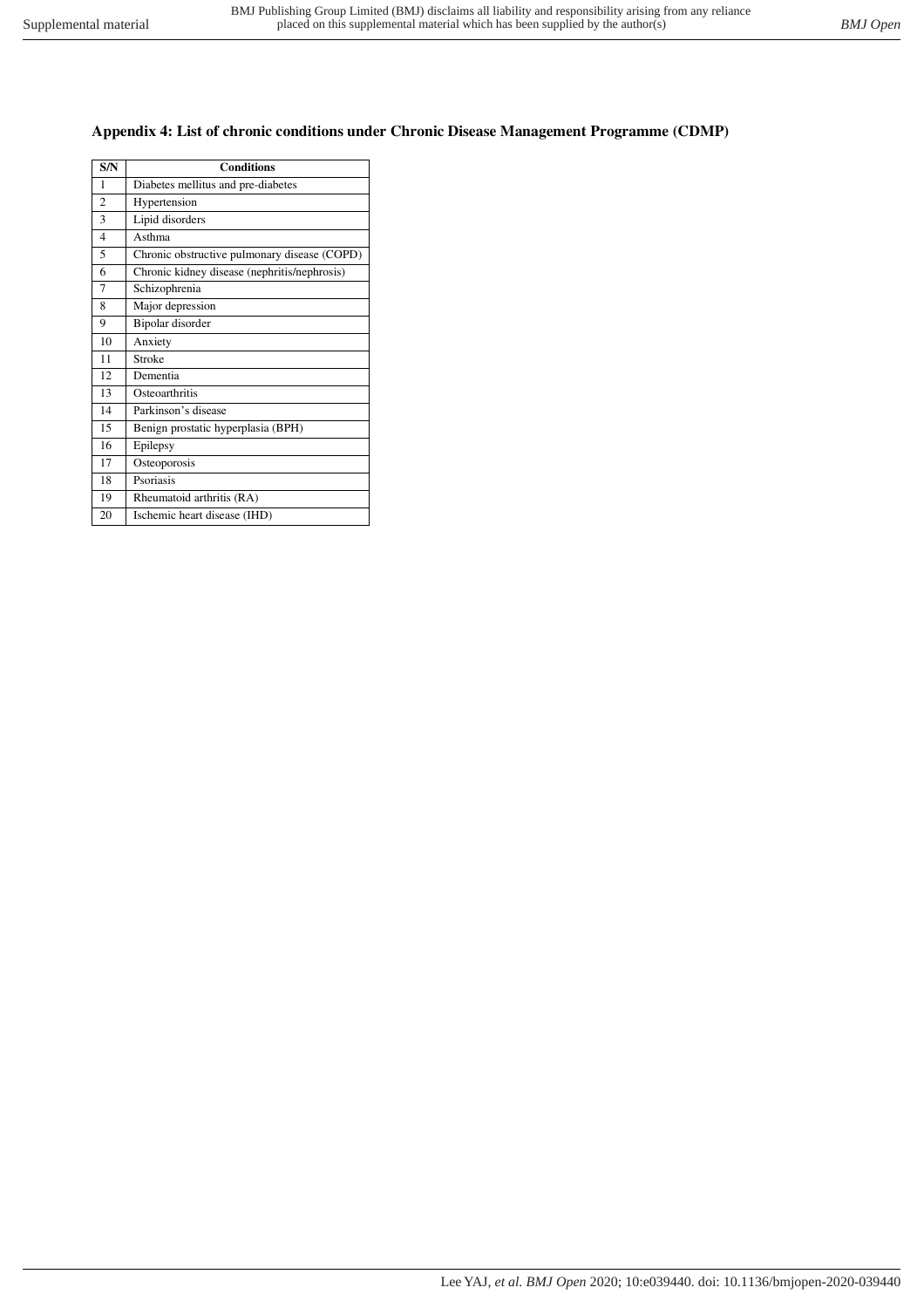## Appendix 4: List of chronic conditions under Chronic Disease Management Programme (CDMP)

| S/N | Conditions |
|---|---|
| 1 | Diabetes mellitus and pre-diabetes |
| 2 | Hypertension |
| 3 | Lipid disorders |
| 4 | Asthma |
| 5 | Chronic obstructive pulmonary disease (COPD) |
| 6 | Chronic kidney disease (nephritis/nephrosis) |
| 7 | Schizophrenia |
| 8 | Major depression |
| 9 | Bipolar disorder |
| 10 | Anxiety |
| 11 | Stroke |
| 12 | Dementia |
| 13 | Osteoarthritis |
| 14 | Parkinson's disease |
| 15 | Benign prostatic hyperplasia (BPH) |
| 16 | Epilepsy |
| 17 | Osteoporosis |
| 18 | Psoriasis |
| 19 | Rheumatoid arthritis (RA) |
| 20 | Ischemic heart disease (IHD) |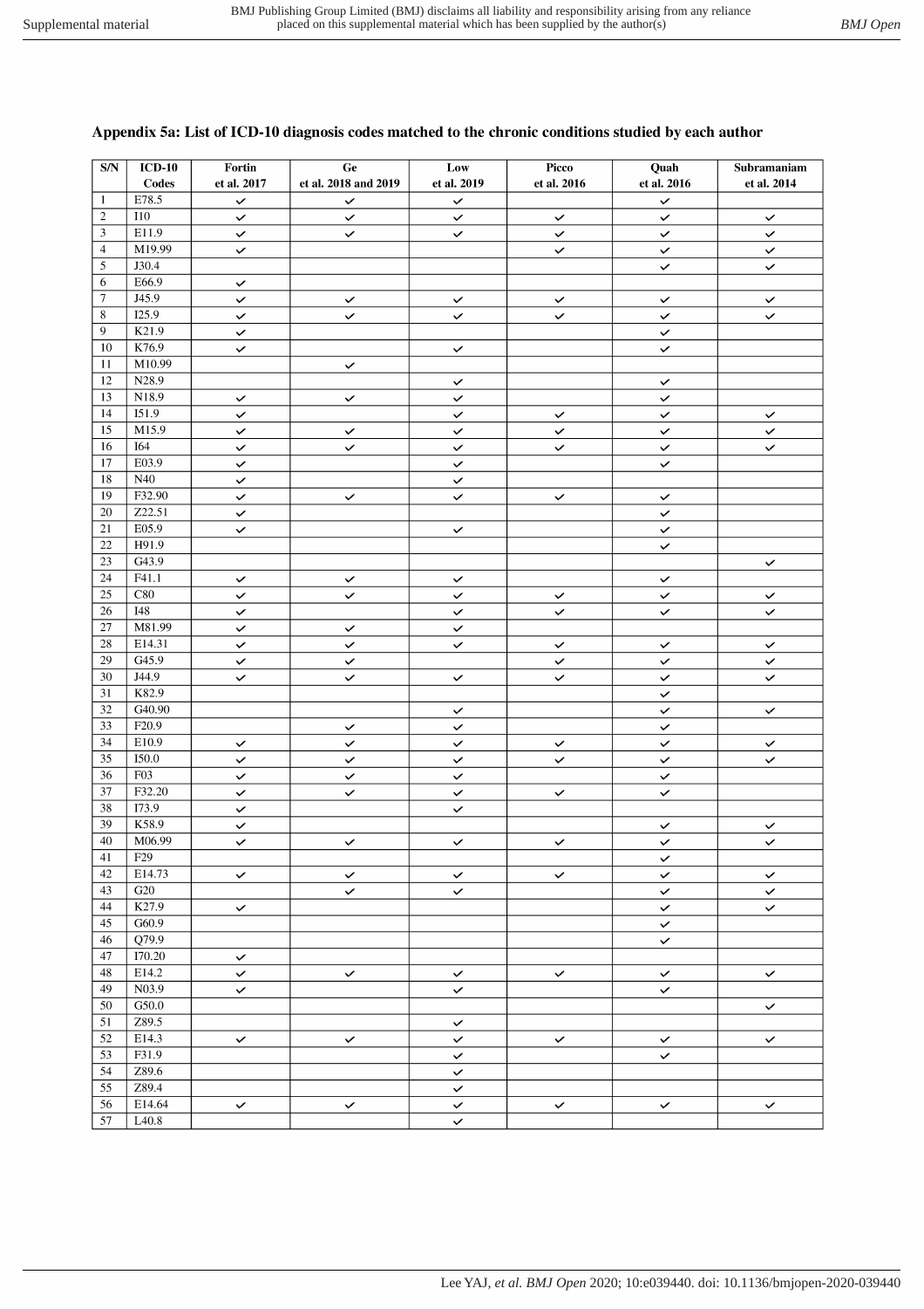## Appendix 5a: List of ICD-10 diagnosis codes matched to the chronic conditions studied by each author

| S/N | ICD-10 Codes | Fortin et al. 2017 | Ge et al. 2018 and 2019 | Low et al. 2019 | Picco et al. 2016 | Quah et al. 2016 | Subramaniam et al. 2014 |
|---|---|---|---|---|---|---|---|
| 1 | E78.5 | ✓ | ✓ | ✓ | | ✓ | |
| 2 | I10 | ✓ | ✓ | ✓ | ✓ | ✓ | ✓ |
| 3 | E11.9 | ✓ | ✓ | ✓ | ✓ | ✓ | ✓ |
| 4 | M19.99 | ✓ | | | ✓ | ✓ | ✓ |
| 5 | J30.4 | | | | | ✓ | ✓ |
| 6 | E66.9 | ✓ | | | | | |
| 7 | J45.9 | ✓ | ✓ | ✓ | ✓ | ✓ | ✓ |
| 8 | I25.9 | ✓ | ✓ | ✓ | ✓ | ✓ | ✓ |
| 9 | K21.9 | ✓ | | | | ✓ | |
| 10 | K76.9 | ✓ | | ✓ | | ✓ | |
| 11 | M10.99 | | ✓ | | | | |
| 12 | N28.9 | | | ✓ | | ✓ | |
| 13 | N18.9 | ✓ | ✓ | ✓ | | ✓ | |
| 14 | I51.9 | ✓ | | ✓ | ✓ | ✓ | ✓ |
| 15 | M15.9 | ✓ | ✓ | ✓ | ✓ | ✓ | ✓ |
| 16 | I64 | ✓ | ✓ | ✓ | ✓ | ✓ | ✓ |
| 17 | E03.9 | ✓ | | ✓ | | ✓ | |
| 18 | N40 | ✓ | | ✓ | | | |
| 19 | F32.90 | ✓ | ✓ | ✓ | ✓ | ✓ | |
| 20 | Z22.51 | ✓ | | | | ✓ | |
| 21 | E05.9 | ✓ | | ✓ | | ✓ | |
| 22 | H91.9 | | | | | ✓ | |
| 23 | G43.9 | | | | | | ✓ |
| 24 | F41.1 | ✓ | ✓ | ✓ | | ✓ | |
| 25 | C80 | ✓ | ✓ | ✓ | ✓ | ✓ | ✓ |
| 26 | I48 | ✓ | | ✓ | ✓ | ✓ | ✓ |
| 27 | M81.99 | ✓ | ✓ | ✓ | | | |
| 28 | E14.31 | ✓ | ✓ | ✓ | ✓ | ✓ | ✓ |
| 29 | G45.9 | ✓ | ✓ | | ✓ | ✓ | ✓ |
| 30 | J44.9 | ✓ | ✓ | ✓ | ✓ | ✓ | ✓ |
| 31 | K82.9 | | | | | ✓ | |
| 32 | G40.90 | | | ✓ | | ✓ | ✓ |
| 33 | F20.9 | | ✓ | ✓ | | ✓ | |
| 34 | E10.9 | ✓ | ✓ | ✓ | ✓ | ✓ | ✓ |
| 35 | I50.0 | ✓ | ✓ | ✓ | ✓ | ✓ | ✓ |
| 36 | F03 | ✓ | ✓ | ✓ | | ✓ | |
| 37 | F32.20 | ✓ | ✓ | ✓ | ✓ | ✓ | |
| 38 | I73.9 | ✓ | | ✓ | | | |
| 39 | K58.9 | ✓ | | | | ✓ | ✓ |
| 40 | M06.99 | ✓ | ✓ | ✓ | ✓ | ✓ | ✓ |
| 41 | F29 | | | | | ✓ | |
| 42 | E14.73 | ✓ | ✓ | ✓ | ✓ | ✓ | ✓ |
| 43 | G20 | | ✓ | ✓ | | ✓ | ✓ |
| 44 | K27.9 | ✓ | | | | ✓ | ✓ |
| 45 | G60.9 | | | | | ✓ | |
| 46 | Q79.9 | | | | | ✓ | |
| 47 | I70.20 | ✓ | | | | | |
| 48 | E14.2 | ✓ | ✓ | ✓ | ✓ | ✓ | ✓ |
| 49 | N03.9 | ✓ | | ✓ | | ✓ | |
| 50 | G50.0 | | | | | | ✓ |
| 51 | Z89.5 | | | ✓ | | | |
| 52 | E14.3 | ✓ | ✓ | ✓ | ✓ | ✓ | ✓ |
| 53 | F31.9 | | | ✓ | | ✓ | |
| 54 | Z89.6 | | | ✓ | | | |
| 55 | Z89.4 | | | ✓ | | | |
| 56 | E14.64 | ✓ | ✓ | ✓ | ✓ | ✓ | ✓ |
| 57 | L40.8 | | | ✓ | | | |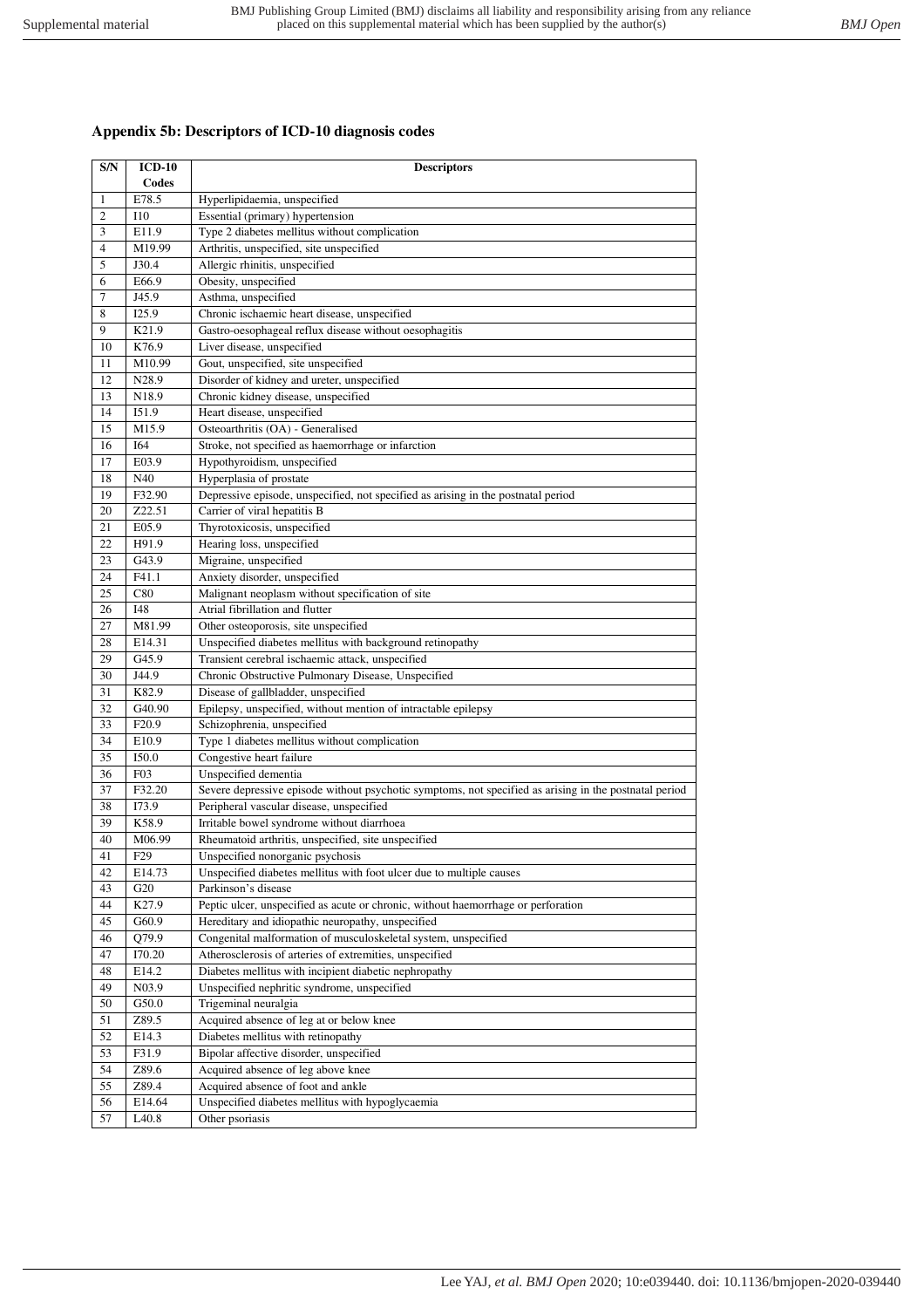## Appendix 5b: Descriptors of ICD-10 diagnosis codes

| S/N | ICD-10 Codes | Descriptors |
|---|---|---|
| 1 | E78.5 | Hyperlipidaemia, unspecified |
| 2 | I10 | Essential (primary) hypertension |
| 3 | E11.9 | Type 2 diabetes mellitus without complication |
| 4 | M19.99 | Arthritis, unspecified, site unspecified |
| 5 | J30.4 | Allergic rhinitis, unspecified |
| 6 | E66.9 | Obesity, unspecified |
| 7 | J45.9 | Asthma, unspecified |
| 8 | I25.9 | Chronic ischaemic heart disease, unspecified |
| 9 | K21.9 | Gastro-oesophageal reflux disease without oesophagitis |
| 10 | K76.9 | Liver disease, unspecified |
| 11 | M10.99 | Gout, unspecified, site unspecified |
| 12 | N28.9 | Disorder of kidney and ureter, unspecified |
| 13 | N18.9 | Chronic kidney disease, unspecified |
| 14 | I51.9 | Heart disease, unspecified |
| 15 | M15.9 | Osteoarthritis (OA) - Generalised |
| 16 | I64 | Stroke, not specified as haemorrhage or infarction |
| 17 | E03.9 | Hypothyroidism, unspecified |
| 18 | N40 | Hyperplasia of prostate |
| 19 | F32.90 | Depressive episode, unspecified, not specified as arising in the postnatal period |
| 20 | Z22.51 | Carrier of viral hepatitis B |
| 21 | E05.9 | Thyrotoxicosis, unspecified |
| 22 | H91.9 | Hearing loss, unspecified |
| 23 | G43.9 | Migraine, unspecified |
| 24 | F41.1 | Anxiety disorder, unspecified |
| 25 | C80 | Malignant neoplasm without specification of site |
| 26 | I48 | Atrial fibrillation and flutter |
| 27 | M81.99 | Other osteoporosis, site unspecified |
| 28 | E14.31 | Unspecified diabetes mellitus with background retinopathy |
| 29 | G45.9 | Transient cerebral ischaemic attack, unspecified |
| 30 | J44.9 | Chronic Obstructive Pulmonary Disease, Unspecified |
| 31 | K82.9 | Disease of gallbladder, unspecified |
| 32 | G40.90 | Epilepsy, unspecified, without mention of intractable epilepsy |
| 33 | F20.9 | Schizophrenia, unspecified |
| 34 | E10.9 | Type 1 diabetes mellitus without complication |
| 35 | I50.0 | Congestive heart failure |
| 36 | F03 | Unspecified dementia |
| 37 | F32.20 | Severe depressive episode without psychotic symptoms, not specified as arising in the postnatal period |
| 38 | I73.9 | Peripheral vascular disease, unspecified |
| 39 | K58.9 | Irritable bowel syndrome without diarrhoea |
| 40 | M06.99 | Rheumatoid arthritis, unspecified, site unspecified |
| 41 | F29 | Unspecified nonorganic psychosis |
| 42 | E14.73 | Unspecified diabetes mellitus with foot ulcer due to multiple causes |
| 43 | G20 | Parkinson's disease |
| 44 | K27.9 | Peptic ulcer, unspecified as acute or chronic, without haemorrhage or perforation |
| 45 | G60.9 | Hereditary and idiopathic neuropathy, unspecified |
| 46 | Q79.9 | Congenital malformation of musculoskeletal system, unspecified |
| 47 | I70.20 | Atherosclerosis of arteries of extremities, unspecified |
| 48 | E14.2 | Diabetes mellitus with incipient diabetic nephropathy |
| 49 | N03.9 | Unspecified nephritic syndrome, unspecified |
| 50 | G50.0 | Trigeminal neuralgia |
| 51 | Z89.5 | Acquired absence of leg at or below knee |
| 52 | E14.3 | Diabetes mellitus with retinopathy |
| 53 | F31.9 | Bipolar affective disorder, unspecified |
| 54 | Z89.6 | Acquired absence of leg above knee |
| 55 | Z89.4 | Acquired absence of foot and ankle |
| 56 | E14.64 | Unspecified diabetes mellitus with hypoglycaemia |
| 57 | L40.8 | Other psoriasis |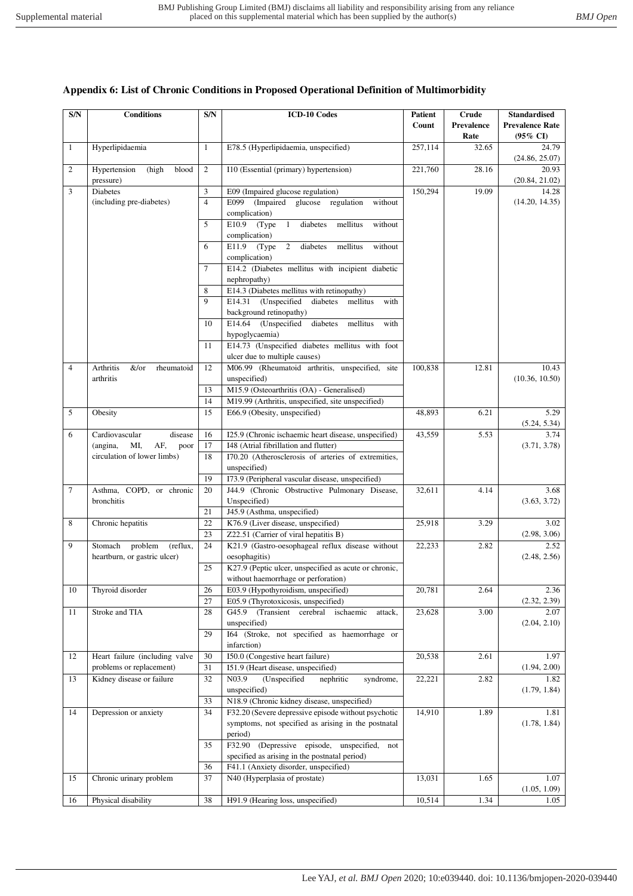## Appendix 6: List of Chronic Conditions in Proposed Operational Definition of Multimorbidity

| S/N | Conditions | S/N | ICD-10 Codes | Patient Count | Crude Prevalence Rate | Standardised Prevalence Rate (95% CI) |
|---|---|---|---|---|---|---|
| 1 | Hyperlipidaemia | 1 | E78.5 (Hyperlipidaemia, unspecified) | 257,114 | 32.65 | 24.79 (24.86, 25.07) |
| 2 | Hypertension (high blood pressure) | 2 | I10 (Essential (primary) hypertension) | 221,760 | 28.16 | 20.93 (20.84, 21.02) |
| 3 | Diabetes (including pre-diabetes) | 3 | E09 (Impaired glucose regulation) | 150,294 | 19.09 | 14.28 (14.20, 14.35) |
| | | 4 | E099 (Impaired glucose regulation without complication) | | | |
| | | 5 | E10.9 (Type 1 diabetes mellitus without complication) | | | |
| | | 6 | E11.9 (Type 2 diabetes mellitus without complication) | | | |
| | | 7 | E14.2 (Diabetes mellitus with incipient diabetic nephropathy) | | | |
| | | 8 | E14.3 (Diabetes mellitus with retinopathy) | | | |
| | | 9 | E14.31 (Unspecified diabetes mellitus with background retinopathy) | | | |
| | | 10 | E14.64 (Unspecified diabetes mellitus with hypoglycaemia) | | | |
| | | 11 | E14.73 (Unspecified diabetes mellitus with foot ulcer due to multiple causes) | | | |
| 4 | Arthritis &/or rheumatoid arthritis | 12 | M06.99 (Rheumatoid arthritis, unspecified, site unspecified) | 100,838 | 12.81 | 10.43 (10.36, 10.50) |
| | | 13 | M15.9 (Osteoarthritis (OA) - Generalised) | | | |
| | | 14 | M19.99 (Arthritis, unspecified, site unspecified) | | | |
| 5 | Obesity | 15 | E66.9 (Obesity, unspecified) | 48,893 | 6.21 | 5.29 (5.24, 5.34) |
| 6 | Cardiovascular disease (angina, MI, AF, poor circulation of lower limbs) | 16 | I25.9 (Chronic ischaemic heart disease, unspecified) | 43,559 | 5.53 | 3.74 (3.71, 3.78) |
| | | 17 | I48 (Atrial fibrillation and flutter) | | | |
| | | 18 | I70.20 (Atherosclerosis of arteries of extremities, unspecified) | | | |
| | | 19 | I73.9 (Peripheral vascular disease, unspecified) | | | |
| 7 | Asthma, COPD, or chronic bronchitis | 20 | J44.9 (Chronic Obstructive Pulmonary Disease, Unspecified) | 32,611 | 4.14 | 3.68 (3.63, 3.72) |
| | | 21 | J45.9 (Asthma, unspecified) | | | |
| 8 | Chronic hepatitis | 22 | K76.9 (Liver disease, unspecified) | 25,918 | 3.29 | 3.02 (2.98, 3.06) |
| | | 23 | Z22.51 (Carrier of viral hepatitis B) | | | |
| 9 | Stomach problem (reflux, heartburn, or gastric ulcer) | 24 | K21.9 (Gastro-oesophageal reflux disease without oesophagitis) | 22,233 | 2.82 | 2.52 (2.48, 2.56) |
| | | 25 | K27.9 (Peptic ulcer, unspecified as acute or chronic, without haemorrhage or perforation) | | | |
| 10 | Thyroid disorder | 26 | E03.9 (Hypothyroidism, unspecified) | 20,781 | 2.64 | 2.36 (2.32, 2.39) |
| | | 27 | E05.9 (Thyrotoxicosis, unspecified) | | | |
| 11 | Stroke and TIA | 28 | G45.9 (Transient cerebral ischaemic attack, unspecified) | 23,628 | 3.00 | 2.07 (2.04, 2.10) |
| | | 29 | I64 (Stroke, not specified as haemorrhage or infarction) | | | |
| 12 | Heart failure (including valve problems or replacement) | 30 | I50.0 (Congestive heart failure) | 20,538 | 2.61 | 1.97 (1.94, 2.00) |
| | | 31 | I51.9 (Heart disease, unspecified) | | | |
| 13 | Kidney disease or failure | 32 | N03.9 (Unspecified nephritic syndrome, unspecified) | 22,221 | 2.82 | 1.82 (1.79, 1.84) |
| | | 33 | N18.9 (Chronic kidney disease, unspecified) | | | |
| 14 | Depression or anxiety | 34 | F32.20 (Severe depressive episode without psychotic symptoms, not specified as arising in the postnatal period) | 14,910 | 1.89 | 1.81 (1.78, 1.84) |
| | | 35 | F32.90 (Depressive episode, unspecified, not specified as arising in the postnatal period) | | | |
| | | 36 | F41.1 (Anxiety disorder, unspecified) | | | |
| 15 | Chronic urinary problem | 37 | N40 (Hyperplasia of prostate) | 13,031 | 1.65 | 1.07 (1.05, 1.09) |
| 16 | Physical disability | 38 | H91.9 (Hearing loss, unspecified) | 10,514 | 1.34 | 1.05 |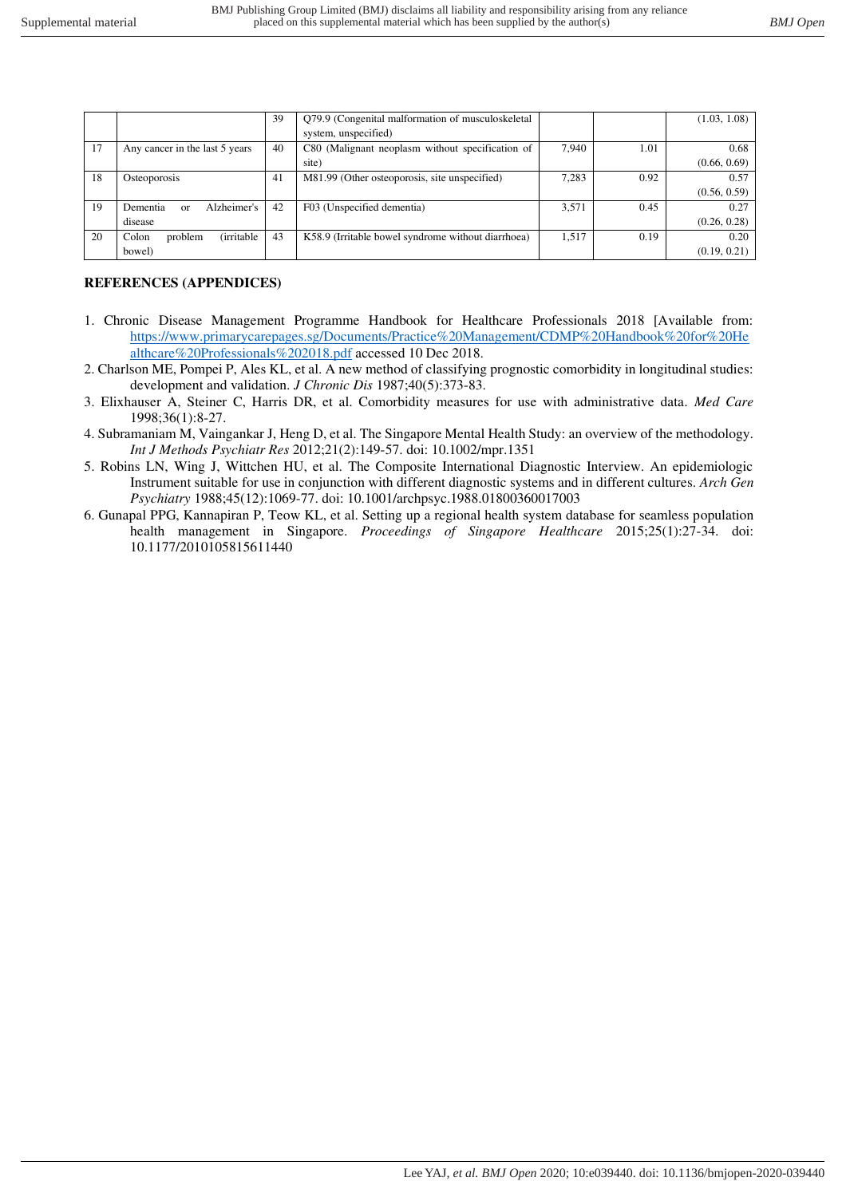| | | | | | | |
|---|---|---|---|---|---|---|
| | | 39 | Q79.9 (Congenital malformation of musculoskeletal system, unspecified) | | | (1.03, 1.08) |
| 17 | Any cancer in the last 5 years | 40 | C80 (Malignant neoplasm without specification of site) | 7,940 | 1.01 | 0.68 (0.66, 0.69) |
| 18 | Osteoporosis | 41 | M81.99 (Other osteoporosis, site unspecified) | 7,283 | 0.92 | 0.57 (0.56, 0.59) |
| 19 | Dementia or Alzheimer's disease | 42 | F03 (Unspecified dementia) | 3,571 | 0.45 | 0.27 (0.26, 0.28) |
| 20 | Colon problem (irritable bowel) | 43 | K58.9 (Irritable bowel syndrome without diarrhoea) | 1,517 | 0.19 | 0.20 (0.19, 0.21) |

**REFERENCES (APPENDICES)**

1. Chronic Disease Management Programme Handbook for Healthcare Professionals 2018 [Available from: https://www.primarycarepages.sg/Documents/Practice%20Management/CDMP%20Handbook%20for%20Healthcare%20Professionals%202018.pdf accessed 10 Dec 2018.
2. Charlson ME, Pompei P, Ales KL, et al. A new method of classifying prognostic comorbidity in longitudinal studies: development and validation. *J Chronic Dis* 1987;40(5):373-83.
3. Elixhauser A, Steiner C, Harris DR, et al. Comorbidity measures for use with administrative data. *Med Care* 1998;36(1):8-27.
4. Subramaniam M, Vaingankar J, Heng D, et al. The Singapore Mental Health Study: an overview of the methodology. *Int J Methods Psychiatr Res* 2012;21(2):149-57. doi: 10.1002/mpr.1351
5. Robins LN, Wing J, Wittchen HU, et al. The Composite International Diagnostic Interview. An epidemiologic Instrument suitable for use in conjunction with different diagnostic systems and in different cultures. *Arch Gen Psychiatry* 1988;45(12):1069-77. doi: 10.1001/archpsyc.1988.01800360017003
6. Gunapal PPG, Kannapiran P, Teow KL, et al. Setting up a regional health system database for seamless population health management in Singapore. *Proceedings of Singapore Healthcare* 2015;25(1):27-34. doi: 10.1177/2010105815611440